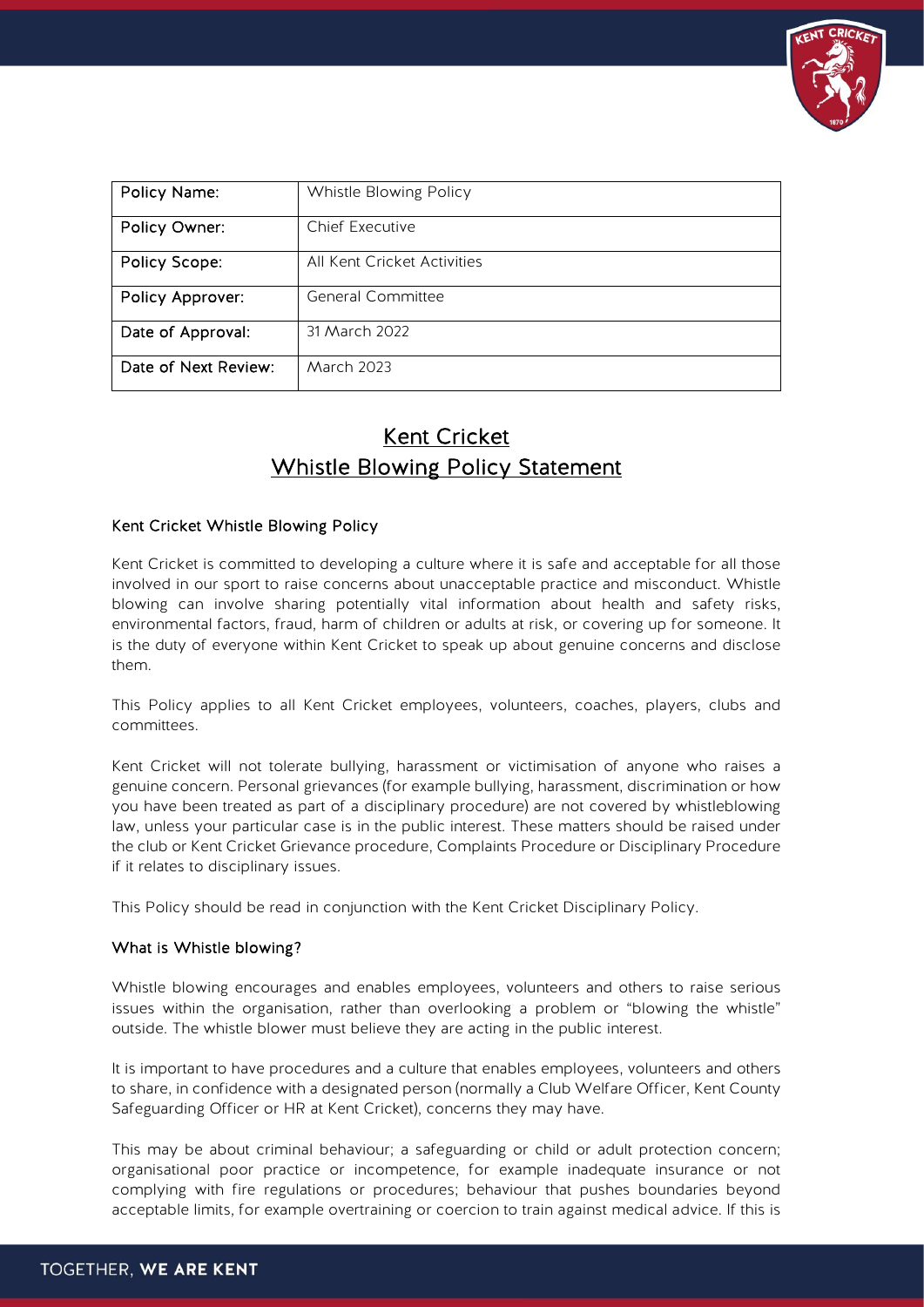| Policy Name: | Whistle Blowing Policy |
| --- | --- |
| Policy Owner: | Chief Executive |
| Policy Scope: | All Kent Cricket Activities |
| Policy Approver: | General Committee |
| Date of Approval: | 31 March 2022 |
| Date of Next Review: | March 2023 |

# Kent Cricket
# Whistle Blowing Policy Statement

### Kent Cricket Whistle Blowing Policy

Kent Cricket is committed to developing a culture where it is safe and acceptable for all those involved in our sport to raise concerns about unacceptable practice and misconduct. Whistle blowing can involve sharing potentially vital information about health and safety risks, environmental factors, fraud, harm of children or adults at risk, or covering up for someone. It is the duty of everyone within Kent Cricket to speak up about genuine concerns and disclose them.

This Policy applies to all Kent Cricket employees, volunteers, coaches, players, clubs and committees.

Kent Cricket will not tolerate bullying, harassment or victimisation of anyone who raises a genuine concern. Personal grievances (for example bullying, harassment, discrimination or how you have been treated as part of a disciplinary procedure) are not covered by whistleblowing law, unless your particular case is in the public interest. These matters should be raised under the club or Kent Cricket Grievance procedure, Complaints Procedure or Disciplinary Procedure if it relates to disciplinary issues.

This Policy should be read in conjunction with the Kent Cricket Disciplinary Policy.

### What is Whistle blowing?

Whistle blowing encourages and enables employees, volunteers and others to raise serious issues within the organisation, rather than overlooking a problem or "blowing the whistle" outside. The whistle blower must believe they are acting in the public interest.

It is important to have procedures and a culture that enables employees, volunteers and others to share, in confidence with a designated person (normally a Club Welfare Officer, Kent County Safeguarding Officer or HR at Kent Cricket), concerns they may have.

This may be about criminal behaviour; a safeguarding or child or adult protection concern; organisational poor practice or incompetence, for example inadequate insurance or not complying with fire regulations or procedures; behaviour that pushes boundaries beyond acceptable limits, for example overtraining or coercion to train against medical advice. If this is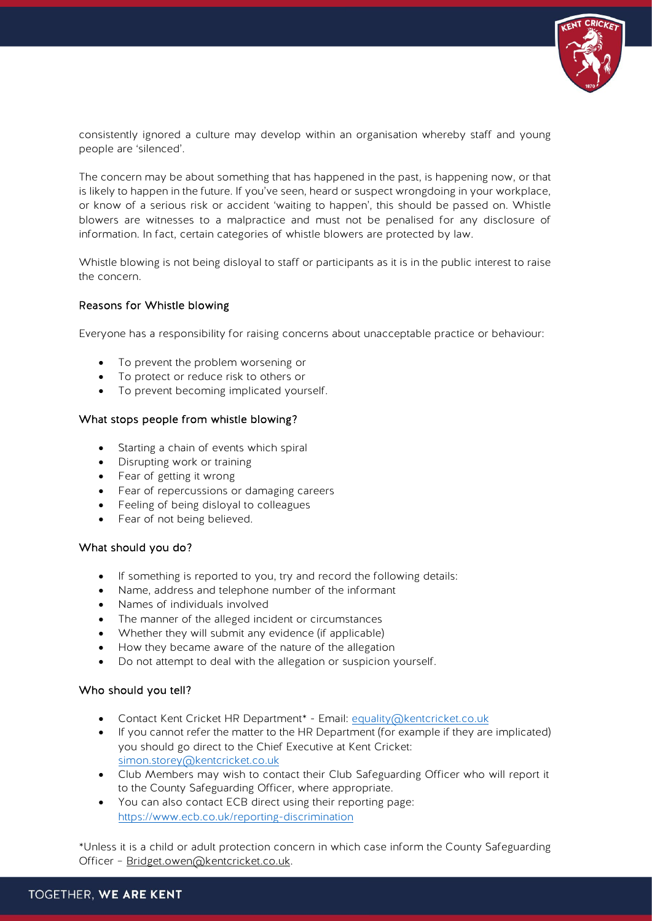consistently ignored a culture may develop within an organisation whereby staff and young people are 'silenced'.

The concern may be about something that has happened in the past, is happening now, or that is likely to happen in the future. If you've seen, heard or suspect wrongdoing in your workplace, or know of a serious risk or accident 'waiting to happen', this should be passed on. Whistle blowers are witnesses to a malpractice and must not be penalised for any disclosure of information. In fact, certain categories of whistle blowers are protected by law.

Whistle blowing is not being disloyal to staff or participants as it is in the public interest to raise the concern.

### Reasons for Whistle blowing

Everyone has a responsibility for raising concerns about unacceptable practice or behaviour:

- To prevent the problem worsening or
- To protect or reduce risk to others or
- To prevent becoming implicated yourself.

### What stops people from whistle blowing?

- Starting a chain of events which spiral
- Disrupting work or training
- Fear of getting it wrong
- Fear of repercussions or damaging careers
- Feeling of being disloyal to colleagues
- Fear of not being believed.

### What should you do?

- If something is reported to you, try and record the following details:
- Name, address and telephone number of the informant
- Names of individuals involved
- The manner of the alleged incident or circumstances
- Whether they will submit any evidence (if applicable)
- How they became aware of the nature of the allegation
- Do not attempt to deal with the allegation or suspicion yourself.

### Who should you tell?

- Contact Kent Cricket HR Department* - Email: equality@kentcricket.co.uk
- If you cannot refer the matter to the HR Department (for example if they are implicated) you should go direct to the Chief Executive at Kent Cricket: simon.storey@kentcricket.co.uk
- Club Members may wish to contact their Club Safeguarding Officer who will report it to the County Safeguarding Officer, where appropriate.
- You can also contact ECB direct using their reporting page: https://www.ecb.co.uk/reporting-discrimination

*Unless it is a child or adult protection concern in which case inform the County Safeguarding Officer – Bridget.owen@kentcricket.co.uk.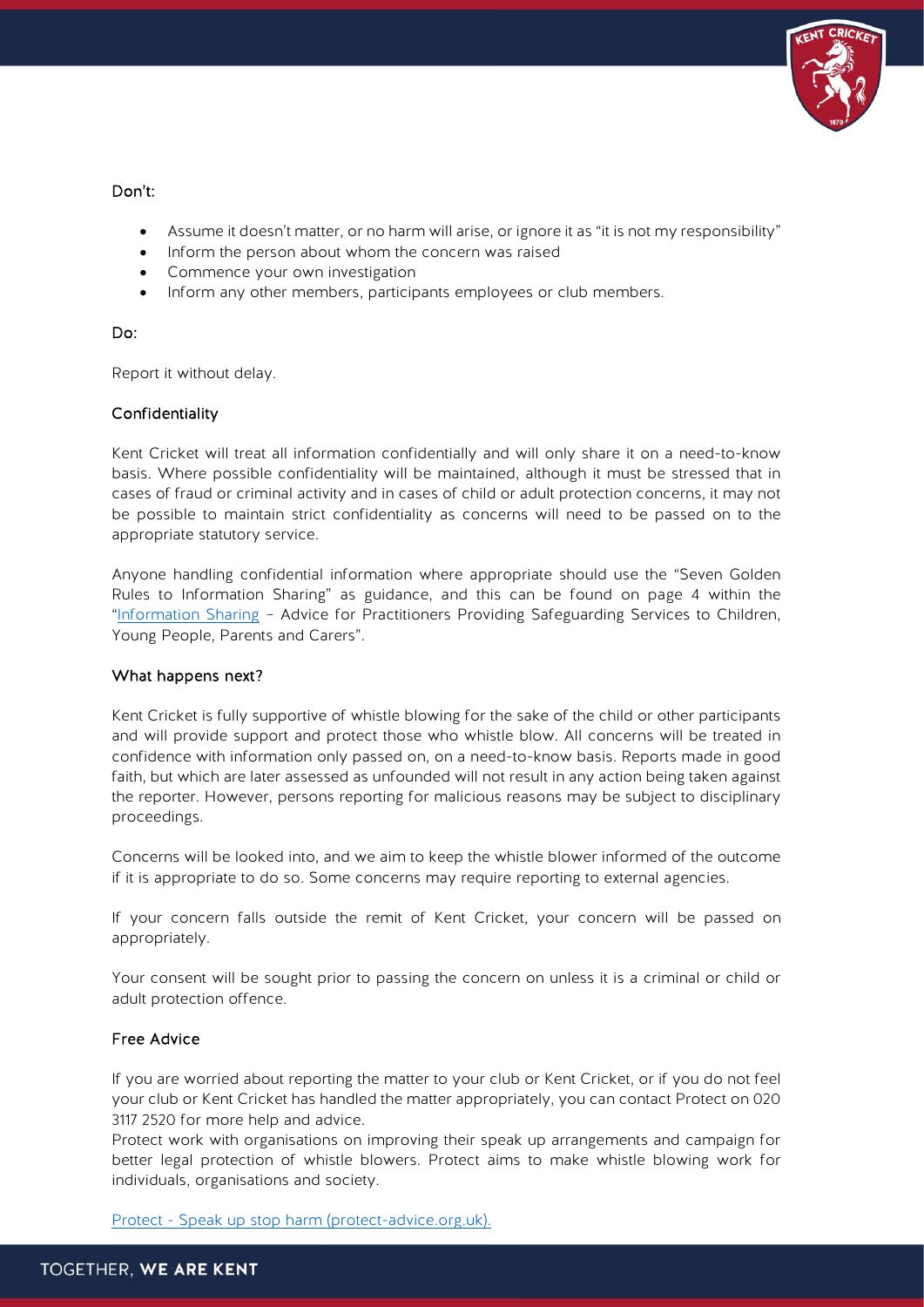### Don't:

- Assume it doesn't matter, or no harm will arise, or ignore it as "it is not my responsibility"
- Inform the person about whom the concern was raised
- Commence your own investigation
- Inform any other members, participants employees or club members.

### Do:

Report it without delay.

### Confidentiality

Kent Cricket will treat all information confidentially and will only share it on a need-to-know basis. Where possible confidentiality will be maintained, although it must be stressed that in cases of fraud or criminal activity and in cases of child or adult protection concerns, it may not be possible to maintain strict confidentiality as concerns will need to be passed on to the appropriate statutory service.

Anyone handling confidential information where appropriate should use the "Seven Golden Rules to Information Sharing" as guidance, and this can be found on page 4 within the "Information Sharing – Advice for Practitioners Providing Safeguarding Services to Children, Young People, Parents and Carers".

### What happens next?

Kent Cricket is fully supportive of whistle blowing for the sake of the child or other participants and will provide support and protect those who whistle blow. All concerns will be treated in confidence with information only passed on, on a need-to-know basis. Reports made in good faith, but which are later assessed as unfounded will not result in any action being taken against the reporter. However, persons reporting for malicious reasons may be subject to disciplinary proceedings.

Concerns will be looked into, and we aim to keep the whistle blower informed of the outcome if it is appropriate to do so. Some concerns may require reporting to external agencies.

If your concern falls outside the remit of Kent Cricket, your concern will be passed on appropriately.

Your consent will be sought prior to passing the concern on unless it is a criminal or child or adult protection offence.

### Free Advice

If you are worried about reporting the matter to your club or Kent Cricket, or if you do not feel your club or Kent Cricket has handled the matter appropriately, you can contact Protect on 020 3117 2520 for more help and advice.
Protect work with organisations on improving their speak up arrangements and campaign for better legal protection of whistle blowers. Protect aims to make whistle blowing work for individuals, organisations and society.

Protect - Speak up stop harm (protect-advice.org.uk).